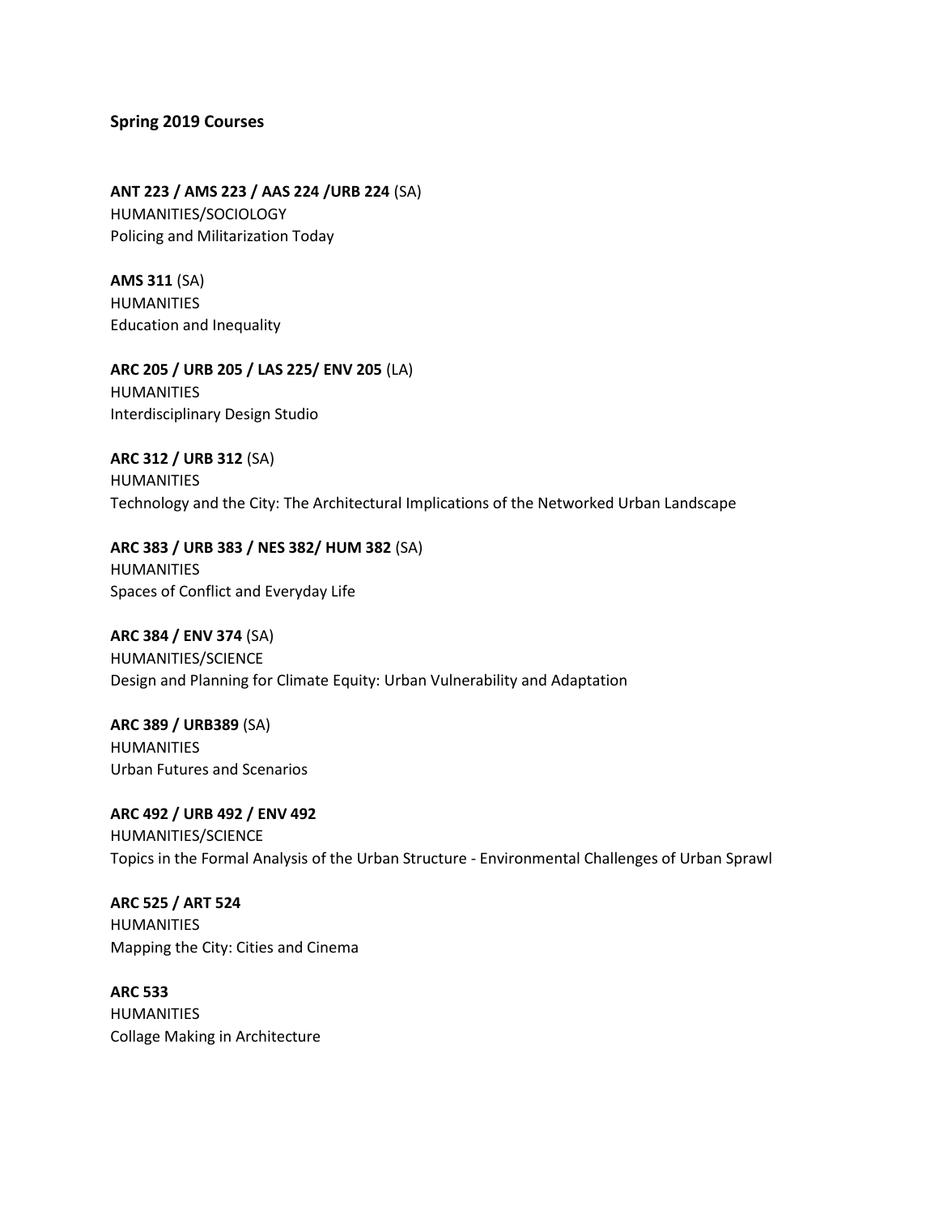**Spring 2019 Courses**

**ANT 223 / AMS 223 / AAS 224 /URB 224** (SA)
HUMANITIES/SOCIOLOGY
Policing and Militarization Today

**AMS 311** (SA)
HUMANITIES
Education and Inequality

**ARC 205 / URB 205 / LAS 225/ ENV 205** (LA)
HUMANITIES
Interdisciplinary Design Studio

**ARC 312 / URB 312** (SA)
HUMANITIES
Technology and the City: The Architectural Implications of the Networked Urban Landscape

**ARC 383 / URB 383 / NES 382/ HUM 382** (SA)
HUMANITIES
Spaces of Conflict and Everyday Life

**ARC 384 / ENV 374** (SA)
HUMANITIES/SCIENCE
Design and Planning for Climate Equity: Urban Vulnerability and Adaptation

**ARC 389 / URB389** (SA)
HUMANITIES
Urban Futures and Scenarios

**ARC 492 / URB 492 / ENV 492**
HUMANITIES/SCIENCE
Topics in the Formal Analysis of the Urban Structure - Environmental Challenges of Urban Sprawl

**ARC 525 / ART 524**
HUMANITIES
Mapping the City: Cities and Cinema

**ARC 533**
HUMANITIES
Collage Making in Architecture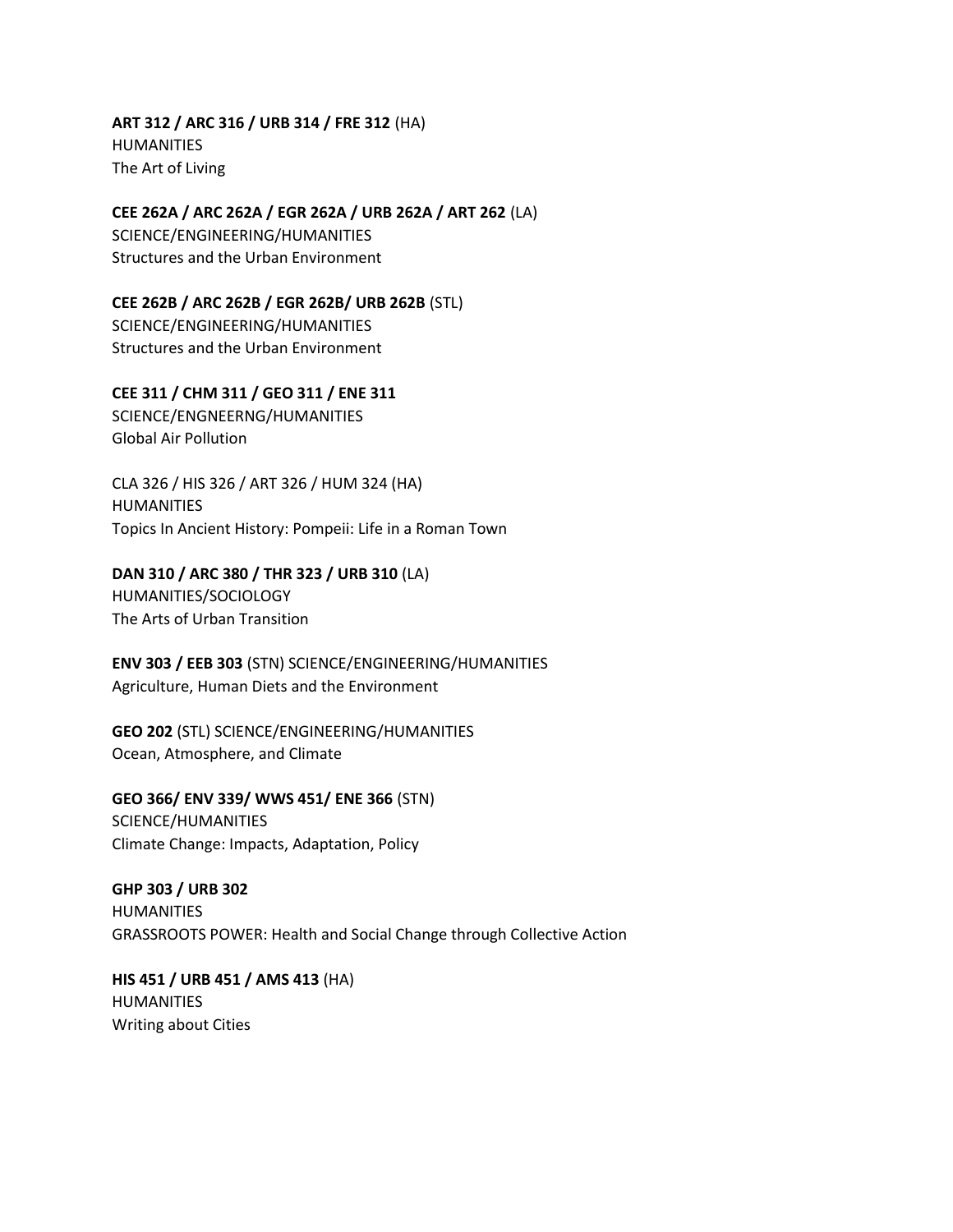**ART 312 / ARC 316 / URB 314 / FRE 312** (HA)
HUMANITIES
The Art of Living

**CEE 262A / ARC 262A / EGR 262A / URB 262A / ART 262** (LA)
SCIENCE/ENGINEERING/HUMANITIES
Structures and the Urban Environment

**CEE 262B / ARC 262B / EGR 262B/ URB 262B** (STL)
SCIENCE/ENGINEERING/HUMANITIES
Structures and the Urban Environment

**CEE 311 / CHM 311 / GEO 311 / ENE 311**
SCIENCE/ENGNEERNG/HUMANITIES
Global Air Pollution

CLA 326 / HIS 326 / ART 326 / HUM 324 (HA)
HUMANITIES
Topics In Ancient History: Pompeii: Life in a Roman Town

**DAN 310 / ARC 380 / THR 323 / URB 310** (LA)
HUMANITIES/SOCIOLOGY
The Arts of Urban Transition

**ENV 303 / EEB 303** (STN) SCIENCE/ENGINEERING/HUMANITIES
Agriculture, Human Diets and the Environment

**GEO 202** (STL) SCIENCE/ENGINEERING/HUMANITIES
Ocean, Atmosphere, and Climate

**GEO 366/ ENV 339/ WWS 451/ ENE 366** (STN)
SCIENCE/HUMANITIES
Climate Change: Impacts, Adaptation, Policy

**GHP 303 / URB 302**
HUMANITIES
GRASSROOTS POWER: Health and Social Change through Collective Action

**HIS 451 / URB 451 / AMS 413** (HA)
HUMANITIES
Writing about Cities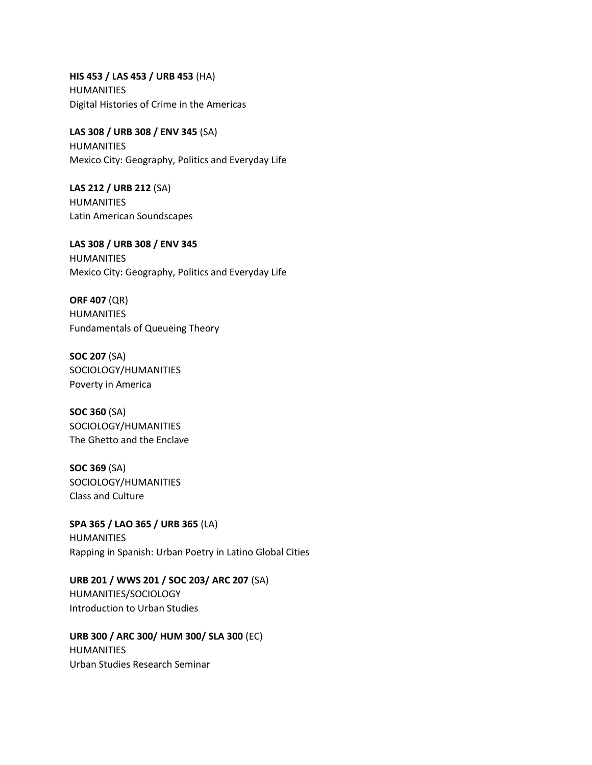**HIS 453 / LAS 453 / URB 453** (HA)
HUMANITIES
Digital Histories of Crime in the Americas

**LAS 308 / URB 308 / ENV 345** (SA)
HUMANITIES
Mexico City: Geography, Politics and Everyday Life

**LAS 212 / URB 212** (SA)
HUMANITIES
Latin American Soundscapes

**LAS 308 / URB 308 / ENV 345**
HUMANITIES
Mexico City: Geography, Politics and Everyday Life

**ORF 407** (QR)
HUMANITIES
Fundamentals of Queueing Theory

**SOC 207** (SA)
SOCIOLOGY/HUMANITIES
Poverty in America

**SOC 360** (SA)
SOCIOLOGY/HUMANITIES
The Ghetto and the Enclave

**SOC 369** (SA)
SOCIOLOGY/HUMANITIES
Class and Culture

**SPA 365 / LAO 365 / URB 365** (LA)
HUMANITIES
Rapping in Spanish: Urban Poetry in Latino Global Cities

**URB 201 / WWS 201 / SOC 203/ ARC 207** (SA)
HUMANITIES/SOCIOLOGY
Introduction to Urban Studies

**URB 300 / ARC 300/ HUM 300/ SLA 300** (EC)
HUMANITIES
Urban Studies Research Seminar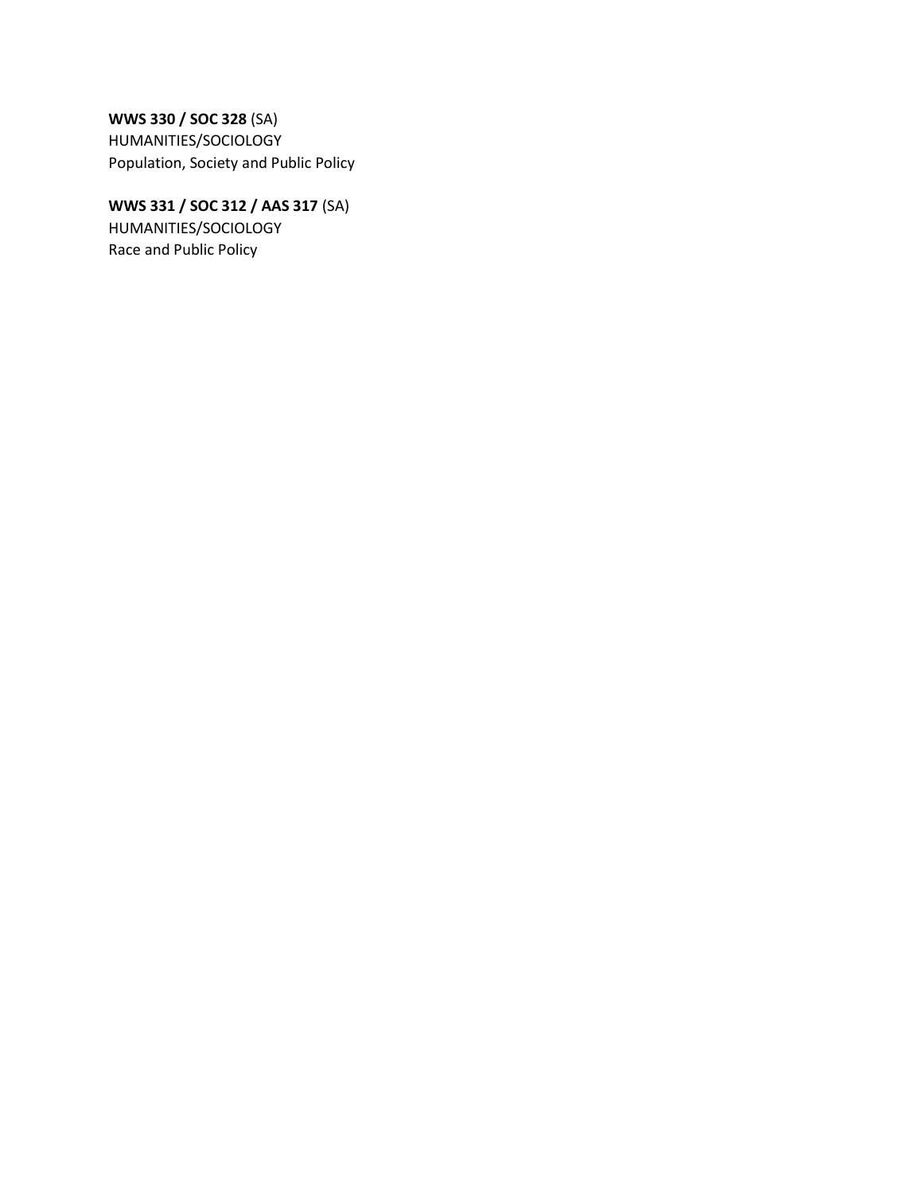**WWS 330 / SOC 328** (SA)
HUMANITIES/SOCIOLOGY
Population, Society and Public Policy

**WWS 331 / SOC 312 / AAS 317** (SA)
HUMANITIES/SOCIOLOGY
Race and Public Policy